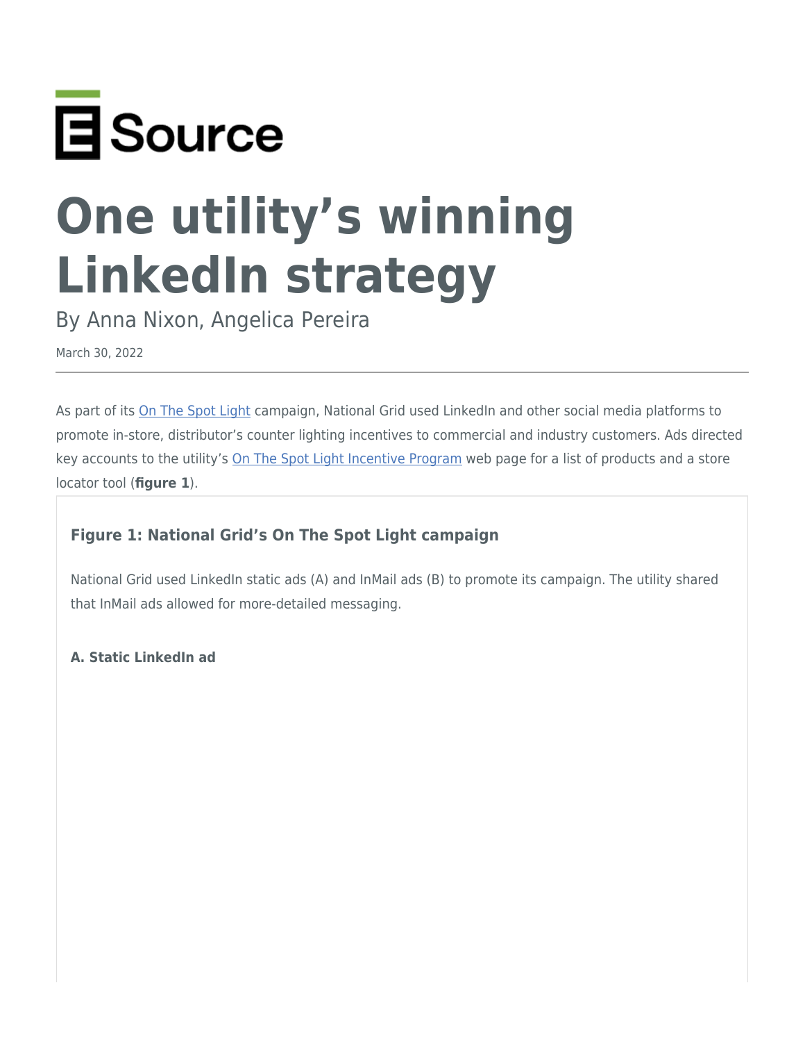E Source

# One utility's winning LinkedIn strategy

By Anna Nixon, Angelica Pereira

March 30, 2022

As part of its On The Spot Light campaign, National Grid used LinkedIn and other social media platforms to promote in-store, distributor's counter lighting incentives to commercial and industry customers. Ads directed key accounts to the utility's On The Spot Light Incentive Program web page for a list of products and a store locator tool (**figure 1**).

### Figure 1: National Grid's On The Spot Light campaign

National Grid used LinkedIn static ads (A) and InMail ads (B) to promote its campaign. The utility shared that InMail ads allowed for more-detailed messaging.

**A. Static LinkedIn ad**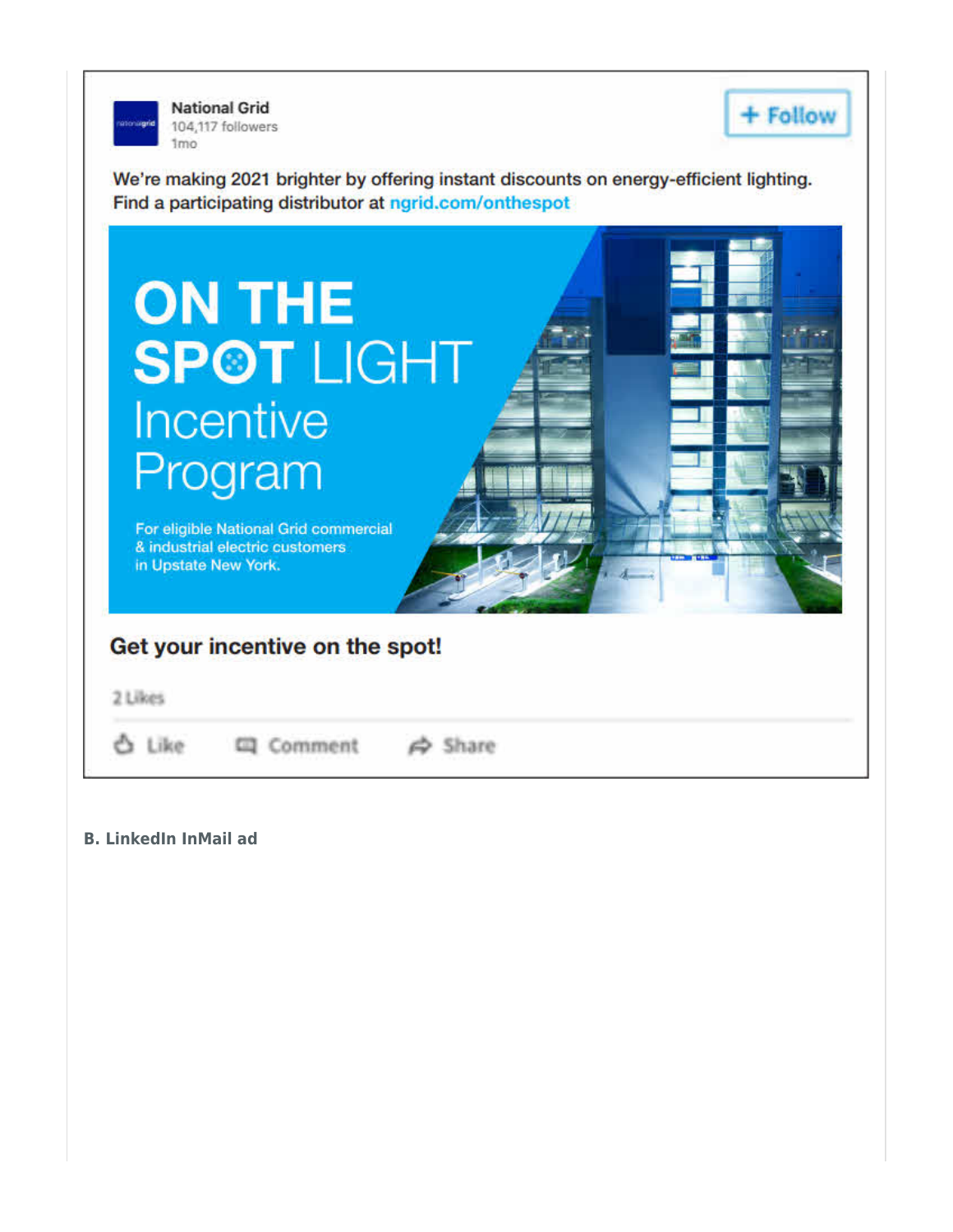National Grid
104,117 followers
1mo

+ Follow

We're making 2021 brighter by offering instant discounts on energy-efficient lighting.
Find a participating distributor at ngrid.com/onthespot

ON THE SPOT LIGHT Incentive Program

For eligible National Grid commercial & industrial electric customers in Upstate New York.

Get your incentive on the spot!

2 Likes

Like Comment Share

**B. LinkedIn InMail ad**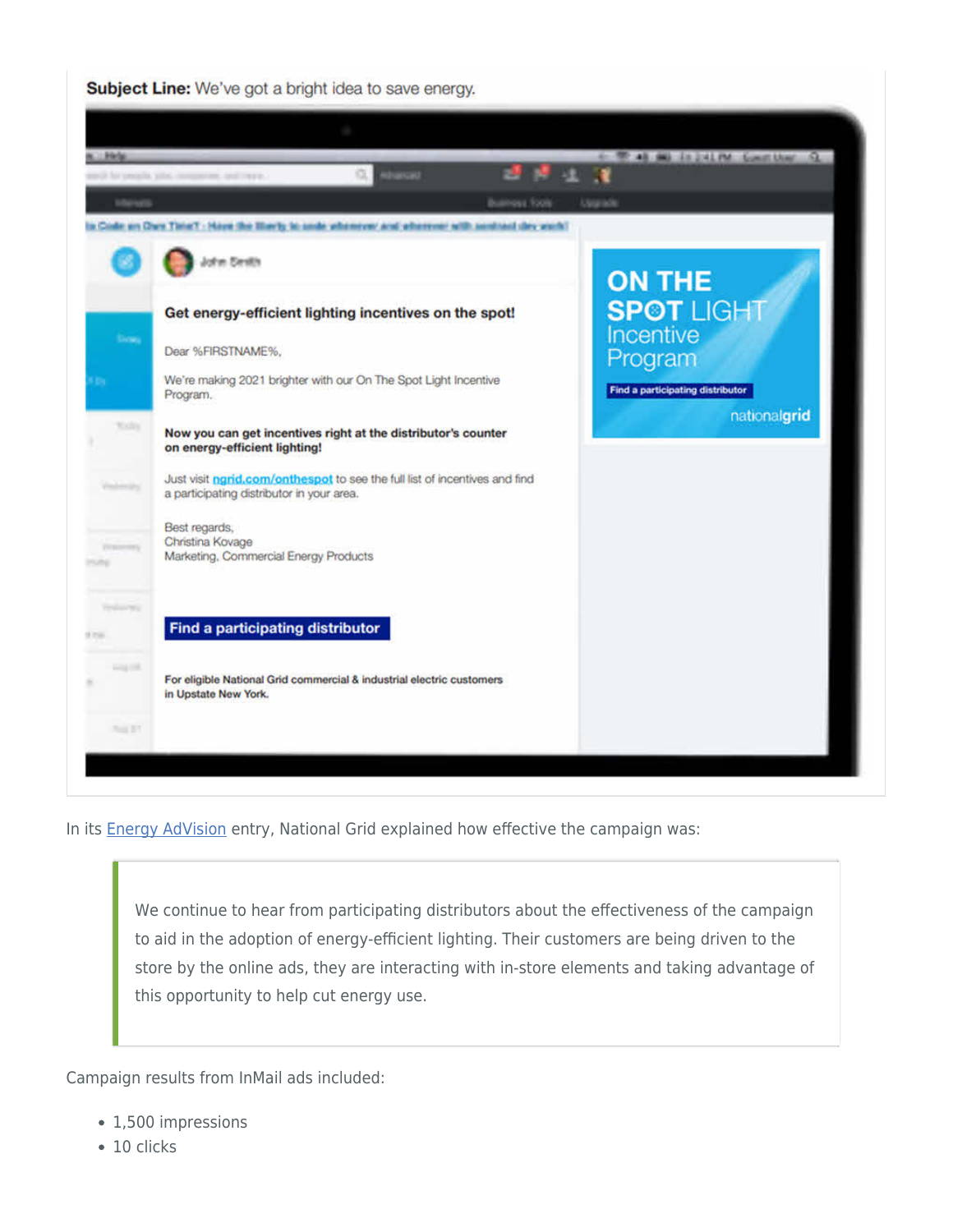**Subject Line:** We've got a bright idea to save energy.

**Get energy-efficient lighting incentives on the spot!**

Dear %FIRSTNAME%,

We're making 2021 brighter with our On The Spot Light Incentive Program.

**Now you can get incentives right at the distributor's counter on energy-efficient lighting!**

Just visit ngrid.com/onthespot to see the full list of incentives and find a participating distributor in your area.

Best regards,
Christina Kovage
Marketing, Commercial Energy Products

**Find a participating distributor**

**For eligible National Grid commercial & industrial electric customers in Upstate New York.**

ON THE SPOT LIGHT Incentive Program

Find a participating distributor

nationalgrid

In its Energy AdVision entry, National Grid explained how effective the campaign was:

> We continue to hear from participating distributors about the effectiveness of the campaign to aid in the adoption of energy-efficient lighting. Their customers are being driven to the store by the online ads, they are interacting with in-store elements and taking advantage of this opportunity to help cut energy use.

Campaign results from InMail ads included:

- 1,500 impressions
- 10 clicks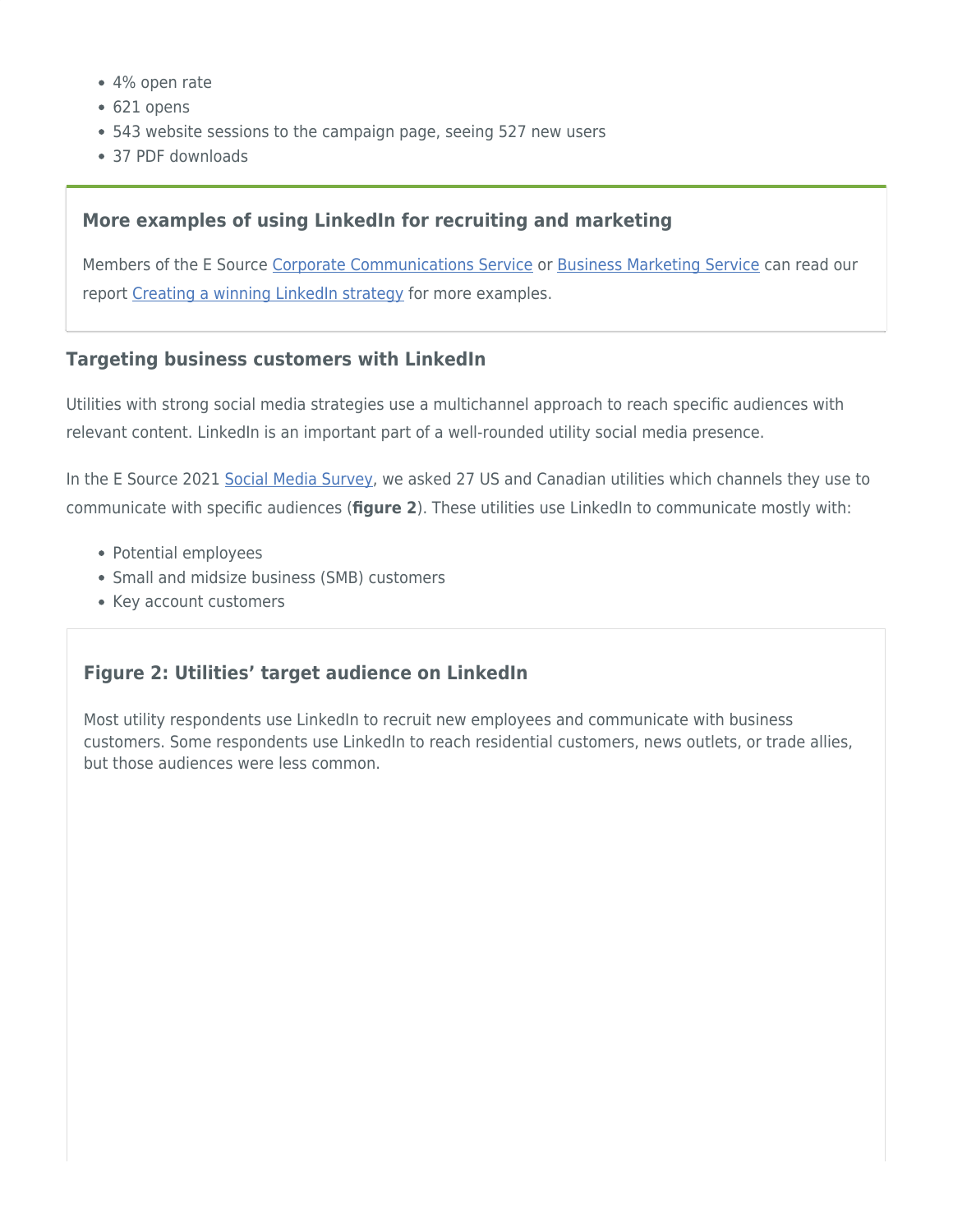- 4% open rate
- 621 opens
- 543 website sessions to the campaign page, seeing 527 new users
- 37 PDF downloads

### More examples of using LinkedIn for recruiting and marketing

Members of the E Source Corporate Communications Service or Business Marketing Service can read our report Creating a winning LinkedIn strategy for more examples.

### Targeting business customers with LinkedIn

Utilities with strong social media strategies use a multichannel approach to reach specific audiences with relevant content. LinkedIn is an important part of a well-rounded utility social media presence.

In the E Source 2021 Social Media Survey, we asked 27 US and Canadian utilities which channels they use to communicate with specific audiences (**figure 2**). These utilities use LinkedIn to communicate mostly with:

- Potential employees
- Small and midsize business (SMB) customers
- Key account customers

### Figure 2: Utilities' target audience on LinkedIn

Most utility respondents use LinkedIn to recruit new employees and communicate with business customers. Some respondents use LinkedIn to reach residential customers, news outlets, or trade allies, but those audiences were less common.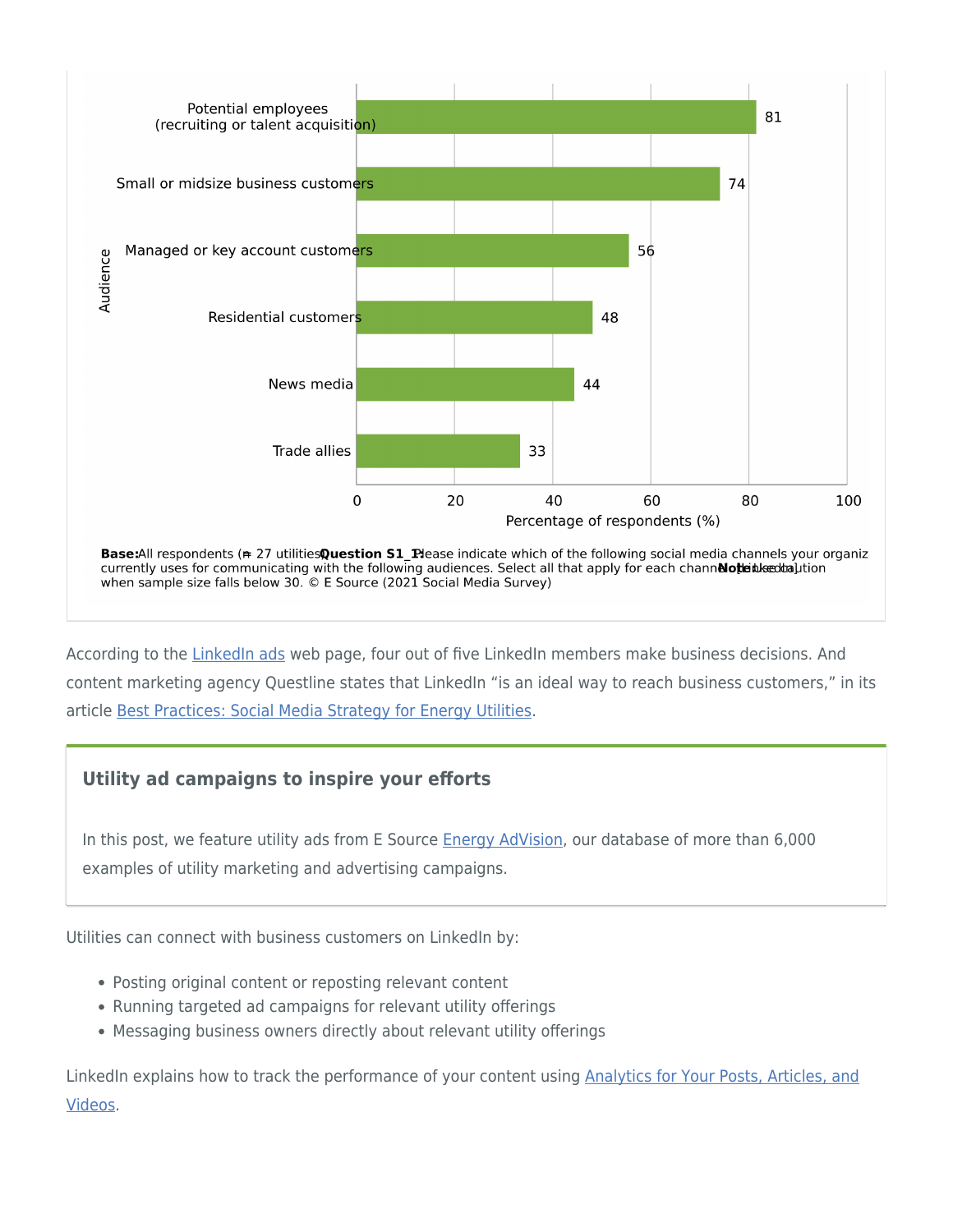| Audience | Percentage of respondents (%) |
| --- | --- |
| Potential employees (recruiting or talent acquisition) | 81 |
| Small or midsize business customers | 74 |
| Managed or key account customers | 56 |
| Residential customers | 48 |
| News media | 44 |
| Trade allies | 33 |

**Base:** All respondents (n = 27 utilities). **Question S1_1:** Please indicate which of the following social media channels your organiz currently uses for communicating with the following audiences. Select all that apply for each channel [LinkedIn]. **Note:** Use caution when sample size falls below 30. © E Source (2021 Social Media Survey)

According to the LinkedIn ads web page, four out of five LinkedIn members make business decisions. And content marketing agency Questline states that LinkedIn "is an ideal way to reach business customers," in its article Best Practices: Social Media Strategy for Energy Utilities.

### Utility ad campaigns to inspire your efforts

In this post, we feature utility ads from E Source Energy AdVision, our database of more than 6,000 examples of utility marketing and advertising campaigns.

Utilities can connect with business customers on LinkedIn by:

- Posting original content or reposting relevant content
- Running targeted ad campaigns for relevant utility offerings
- Messaging business owners directly about relevant utility offerings

LinkedIn explains how to track the performance of your content using Analytics for Your Posts, Articles, and Videos.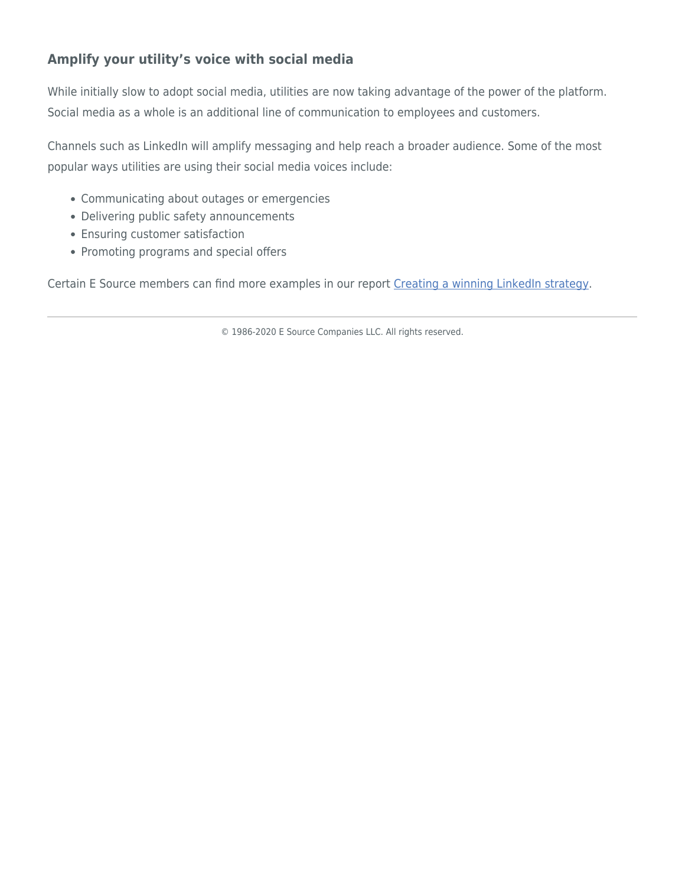## Amplify your utility's voice with social media

While initially slow to adopt social media, utilities are now taking advantage of the power of the platform. Social media as a whole is an additional line of communication to employees and customers.

Channels such as LinkedIn will amplify messaging and help reach a broader audience. Some of the most popular ways utilities are using their social media voices include:

- Communicating about outages or emergencies
- Delivering public safety announcements
- Ensuring customer satisfaction
- Promoting programs and special offers

Certain E Source members can find more examples in our report Creating a winning LinkedIn strategy.

© 1986-2020 E Source Companies LLC. All rights reserved.